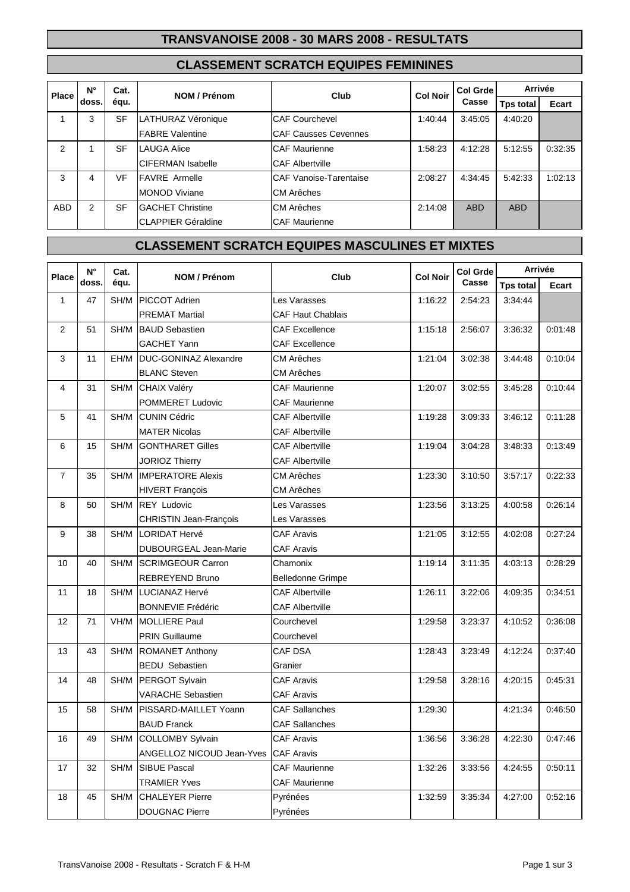# TRANSVANOISE 2008 - 30 MARS 2008 - RESULTATS

## CLASSEMENT SCRATCH EQUIPES FEMININES

| Place | N° doss. | Cat. équ. | NOM / Prénom | Club | Col Noir | Col Grde Casse | Arrivée | |
|---|---|---|---|---|---|---|---|---|
| | | | | | | | Tps total | Ecart |
| 1 | 3 | SF | LATHURAZ Véronique | CAF Courchevel | 1:40:44 | 3:45:05 | 4:40:20 | |
| | | | FABRE Valentine | CAF Causses Cevennes | | | | |
| 2 | 1 | SF | LAUGA Alice | CAF Maurienne | 1:58:23 | 4:12:28 | 5:12:55 | 0:32:35 |
| | | | CIFERMAN Isabelle | CAF Albertville | | | | |
| 3 | 4 | VF | FAVRE Armelle | CAF Vanoise-Tarentaise | 2:08:27 | 4:34:45 | 5:42:33 | 1:02:13 |
| | | | MONOD Viviane | CM Arêches | | | | |
| ABD | 2 | SF | GACHET Christine | CM Arêches | 2:14:08 | ABD | ABD | |
| | | | CLAPPIER Géraldine | CAF Maurienne | | | | |

## CLASSEMENT SCRATCH EQUIPES MASCULINES ET MIXTES

| Place | N° doss. | Cat. équ. | NOM / Prénom | Club | Col Noir | Col Grde Casse | Arrivée | |
|---|---|---|---|---|---|---|---|---|
| | | | | | | | Tps total | Ecart |
| 1 | 47 | SH/M | PICCOT Adrien | Les Varasses | 1:16:22 | 2:54:23 | 3:34:44 | |
| | | | PREMAT Martial | CAF Haut Chablais | | | | |
| 2 | 51 | SH/M | BAUD Sebastien | CAF Excellence | 1:15:18 | 2:56:07 | 3:36:32 | 0:01:48 |
| | | | GACHET Yann | CAF Excellence | | | | |
| 3 | 11 | EH/M | DUC-GONINAZ Alexandre | CM Arêches | 1:21:04 | 3:02:38 | 3:44:48 | 0:10:04 |
| | | | BLANC Steven | CM Arêches | | | | |
| 4 | 31 | SH/M | CHAIX Valéry | CAF Maurienne | 1:20:07 | 3:02:55 | 3:45:28 | 0:10:44 |
| | | | POMMERET Ludovic | CAF Maurienne | | | | |
| 5 | 41 | SH/M | CUNIN Cédric | CAF Albertville | 1:19:28 | 3:09:33 | 3:46:12 | 0:11:28 |
| | | | MATER Nicolas | CAF Albertville | | | | |
| 6 | 15 | SH/M | GONTHARET Gilles | CAF Albertville | 1:19:04 | 3:04:28 | 3:48:33 | 0:13:49 |
| | | | JORIOZ Thierry | CAF Albertville | | | | |
| 7 | 35 | SH/M | IMPERATORE Alexis | CM Arêches | 1:23:30 | 3:10:50 | 3:57:17 | 0:22:33 |
| | | | HIVERT François | CM Arêches | | | | |
| 8 | 50 | SH/M | REY Ludovic | Les Varasses | 1:23:56 | 3:13:25 | 4:00:58 | 0:26:14 |
| | | | CHRISTIN Jean-François | Les Varasses | | | | |
| 9 | 38 | SH/M | LORIDAT Hervé | CAF Aravis | 1:21:05 | 3:12:55 | 4:02:08 | 0:27:24 |
| | | | DUBOURGEAL Jean-Marie | CAF Aravis | | | | |
| 10 | 40 | SH/M | SCRIMGEOUR Carron | Chamonix | 1:19:14 | 3:11:35 | 4:03:13 | 0:28:29 |
| | | | REBREYEND Bruno | Belledonne Grimpe | | | | |
| 11 | 18 | SH/M | LUCIANAZ Hervé | CAF Albertville | 1:26:11 | 3:22:06 | 4:09:35 | 0:34:51 |
| | | | BONNEVIE Frédéric | CAF Albertville | | | | |
| 12 | 71 | VH/M | MOLLIERE Paul | Courchevel | 1:29:58 | 3:23:37 | 4:10:52 | 0:36:08 |
| | | | PRIN Guillaume | Courchevel | | | | |
| 13 | 43 | SH/M | ROMANET Anthony | CAF DSA | 1:28:43 | 3:23:49 | 4:12:24 | 0:37:40 |
| | | | BEDU Sebastien | Granier | | | | |
| 14 | 48 | SH/M | PERGOT Sylvain | CAF Aravis | 1:29:58 | 3:28:16 | 4:20:15 | 0:45:31 |
| | | | VARACHE Sebastien | CAF Aravis | | | | |
| 15 | 58 | SH/M | PISSARD-MAILLET Yoann | CAF Sallanches | 1:29:30 | | 4:21:34 | 0:46:50 |
| | | | BAUD Franck | CAF Sallanches | | | | |
| 16 | 49 | SH/M | COLLOMBY Sylvain | CAF Aravis | 1:36:56 | 3:36:28 | 4:22:30 | 0:47:46 |
| | | | ANGELLOZ NICOUD Jean-Yves | CAF Aravis | | | | |
| 17 | 32 | SH/M | SIBUE Pascal | CAF Maurienne | 1:32:26 | 3:33:56 | 4:24:55 | 0:50:11 |
| | | | TRAMIER Yves | CAF Maurienne | | | | |
| 18 | 45 | SH/M | CHALEYER Pierre | Pyrénées | 1:32:59 | 3:35:34 | 4:27:00 | 0:52:16 |
| | | | DOUGNAC Pierre | Pyrénées | | | | |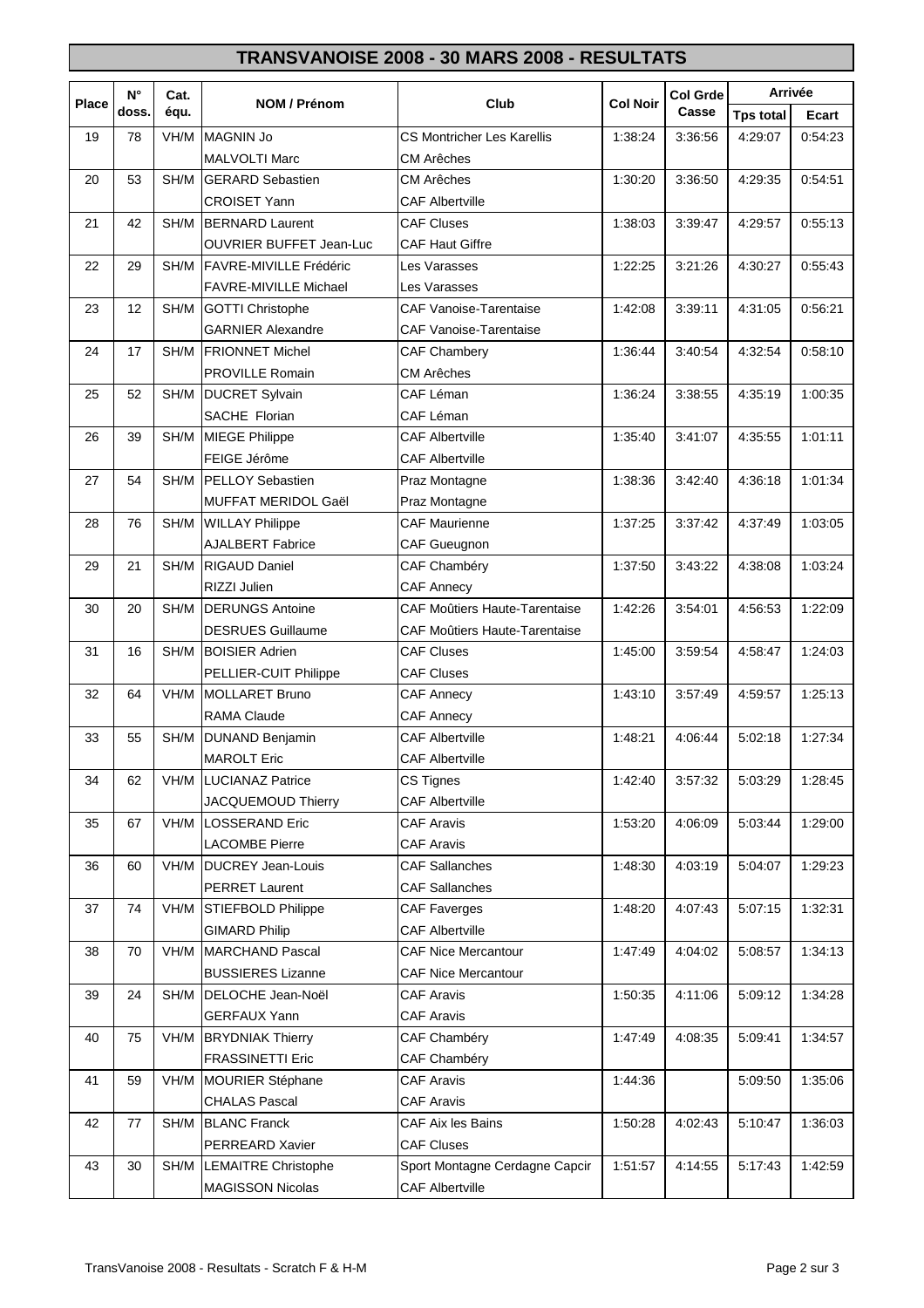# TRANSVANOISE 2008 - 30 MARS 2008 - RESULTATS

| Place | N° doss. | Cat. équ. | NOM / Prénom | Club | Col Noir | Col Grde Casse | Arrivée | |
|---|---|---|---|---|---|---|---|---|
| | | | | | | | Tps total | Ecart |
| 19 | 78 | VH/M | MAGNIN Jo | CS Montricher Les Karellis | 1:38:24 | 3:36:56 | 4:29:07 | 0:54:23 |
| | | | MALVOLTI Marc | CM Arêches | | | | |
| 20 | 53 | SH/M | GERARD Sebastien | CM Arêches | 1:30:20 | 3:36:50 | 4:29:35 | 0:54:51 |
| | | | CROISET Yann | CAF Albertville | | | | |
| 21 | 42 | SH/M | BERNARD Laurent | CAF Cluses | 1:38:03 | 3:39:47 | 4:29:57 | 0:55:13 |
| | | | OUVRIER BUFFET Jean-Luc | CAF Haut Giffre | | | | |
| 22 | 29 | SH/M | FAVRE-MIVILLE Frédéric | Les Varasses | 1:22:25 | 3:21:26 | 4:30:27 | 0:55:43 |
| | | | FAVRE-MIVILLE Michael | Les Varasses | | | | |
| 23 | 12 | SH/M | GOTTI Christophe | CAF Vanoise-Tarentaise | 1:42:08 | 3:39:11 | 4:31:05 | 0:56:21 |
| | | | GARNIER Alexandre | CAF Vanoise-Tarentaise | | | | |
| 24 | 17 | SH/M | FRIONNET Michel | CAF Chambery | 1:36:44 | 3:40:54 | 4:32:54 | 0:58:10 |
| | | | PROVILLE Romain | CM Arêches | | | | |
| 25 | 52 | SH/M | DUCRET Sylvain | CAF Léman | 1:36:24 | 3:38:55 | 4:35:19 | 1:00:35 |
| | | | SACHE Florian | CAF Léman | | | | |
| 26 | 39 | SH/M | MIEGE Philippe | CAF Albertville | 1:35:40 | 3:41:07 | 4:35:55 | 1:01:11 |
| | | | FEIGE Jérôme | CAF Albertville | | | | |
| 27 | 54 | SH/M | PELLOY Sebastien | Praz Montagne | 1:38:36 | 3:42:40 | 4:36:18 | 1:01:34 |
| | | | MUFFAT MERIDOL Gaël | Praz Montagne | | | | |
| 28 | 76 | SH/M | WILLAY Philippe | CAF Maurienne | 1:37:25 | 3:37:42 | 4:37:49 | 1:03:05 |
| | | | AJALBERT Fabrice | CAF Gueugnon | | | | |
| 29 | 21 | SH/M | RIGAUD Daniel | CAF Chambéry | 1:37:50 | 3:43:22 | 4:38:08 | 1:03:24 |
| | | | RIZZI Julien | CAF Annecy | | | | |
| 30 | 20 | SH/M | DERUNGS Antoine | CAF Moûtiers Haute-Tarentaise | 1:42:26 | 3:54:01 | 4:56:53 | 1:22:09 |
| | | | DESRUES Guillaume | CAF Moûtiers Haute-Tarentaise | | | | |
| 31 | 16 | SH/M | BOISIER Adrien | CAF Cluses | 1:45:00 | 3:59:54 | 4:58:47 | 1:24:03 |
| | | | PELLIER-CUIT Philippe | CAF Cluses | | | | |
| 32 | 64 | VH/M | MOLLARET Bruno | CAF Annecy | 1:43:10 | 3:57:49 | 4:59:57 | 1:25:13 |
| | | | RAMA Claude | CAF Annecy | | | | |
| 33 | 55 | SH/M | DUNAND Benjamin | CAF Albertville | 1:48:21 | 4:06:44 | 5:02:18 | 1:27:34 |
| | | | MAROLT Eric | CAF Albertville | | | | |
| 34 | 62 | VH/M | LUCIANAZ Patrice | CS Tignes | 1:42:40 | 3:57:32 | 5:03:29 | 1:28:45 |
| | | | JACQUEMOUD Thierry | CAF Albertville | | | | |
| 35 | 67 | VH/M | LOSSERAND Eric | CAF Aravis | 1:53:20 | 4:06:09 | 5:03:44 | 1:29:00 |
| | | | LACOMBE Pierre | CAF Aravis | | | | |
| 36 | 60 | VH/M | DUCREY Jean-Louis | CAF Sallanches | 1:48:30 | 4:03:19 | 5:04:07 | 1:29:23 |
| | | | PERRET Laurent | CAF Sallanches | | | | |
| 37 | 74 | VH/M | STIEFBOLD Philippe | CAF Faverges | 1:48:20 | 4:07:43 | 5:07:15 | 1:32:31 |
| | | | GIMARD Philip | CAF Albertville | | | | |
| 38 | 70 | VH/M | MARCHAND Pascal | CAF Nice Mercantour | 1:47:49 | 4:04:02 | 5:08:57 | 1:34:13 |
| | | | BUSSIERES Lizanne | CAF Nice Mercantour | | | | |
| 39 | 24 | SH/M | DELOCHE Jean-Noël | CAF Aravis | 1:50:35 | 4:11:06 | 5:09:12 | 1:34:28 |
| | | | GERFAUX Yann | CAF Aravis | | | | |
| 40 | 75 | VH/M | BRYDNIAK Thierry | CAF Chambéry | 1:47:49 | 4:08:35 | 5:09:41 | 1:34:57 |
| | | | FRASSINETTI Eric | CAF Chambéry | | | | |
| 41 | 59 | VH/M | MOURIER Stéphane | CAF Aravis | 1:44:36 | | 5:09:50 | 1:35:06 |
| | | | CHALAS Pascal | CAF Aravis | | | | |
| 42 | 77 | SH/M | BLANC Franck | CAF Aix les Bains | 1:50:28 | 4:02:43 | 5:10:47 | 1:36:03 |
| | | | PERREARD Xavier | CAF Cluses | | | | |
| 43 | 30 | SH/M | LEMAITRE Christophe | Sport Montagne Cerdagne Capcir | 1:51:57 | 4:14:55 | 5:17:43 | 1:42:59 |
| | | | MAGISSON Nicolas | CAF Albertville | | | | |

TransVanoise 2008 - Resultats - Scratch F & H-M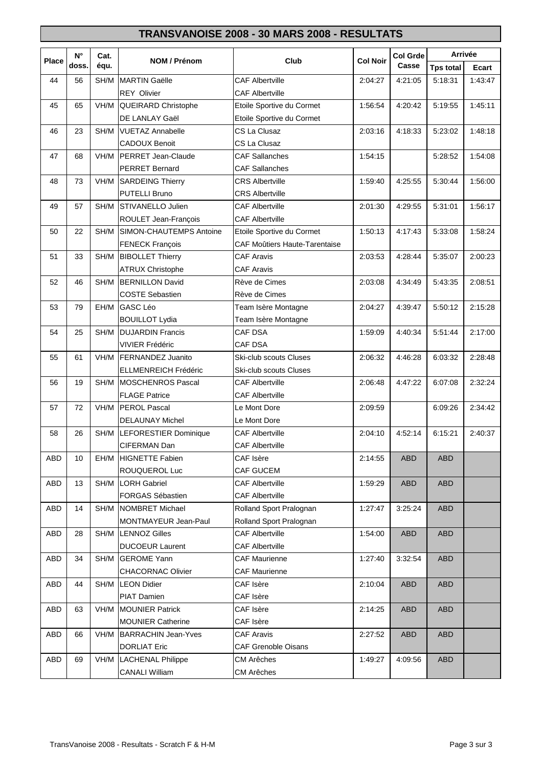# TRANSVANOISE 2008 - 30 MARS 2008 - RESULTATS

| Place | N° doss. | Cat. équ. | NOM / Prénom | Club | Col Noir | Col Grde Casse | Arrivée | |
|---|---|---|---|---|---|---|---|---|
| | | | | | | | Tps total | Ecart |
| 44 | 56 | SH/M | MARTIN Gaëlle | CAF Albertville | 2:04:27 | 4:21:05 | 5:18:31 | 1:43:47 |
| | | | REY Olivier | CAF Albertville | | | | |
| 45 | 65 | VH/M | QUEIRARD Christophe | Etoile Sportive du Cormet | 1:56:54 | 4:20:42 | 5:19:55 | 1:45:11 |
| | | | DE LANLAY Gaël | Etoile Sportive du Cormet | | | | |
| 46 | 23 | SH/M | VUETAZ Annabelle | CS La Clusaz | 2:03:16 | 4:18:33 | 5:23:02 | 1:48:18 |
| | | | CADOUX Benoit | CS La Clusaz | | | | |
| 47 | 68 | VH/M | PERRET Jean-Claude | CAF Sallanches | 1:54:15 | | 5:28:52 | 1:54:08 |
| | | | PERRET Bernard | CAF Sallanches | | | | |
| 48 | 73 | VH/M | SARDEING Thierry | CRS Albertville | 1:59:40 | 4:25:55 | 5:30:44 | 1:56:00 |
| | | | PUTELLI Bruno | CRS Albertville | | | | |
| 49 | 57 | SH/M | STIVANELLO Julien | CAF Albertville | 2:01:30 | 4:29:55 | 5:31:01 | 1:56:17 |
| | | | ROULET Jean-François | CAF Albertville | | | | |
| 50 | 22 | SH/M | SIMON-CHAUTEMPS Antoine | Etoile Sportive du Cormet | 1:50:13 | 4:17:43 | 5:33:08 | 1:58:24 |
| | | | FENECK François | CAF Moûtiers Haute-Tarentaise | | | | |
| 51 | 33 | SH/M | BIBOLLET Thierry | CAF Aravis | 2:03:53 | 4:28:44 | 5:35:07 | 2:00:23 |
| | | | ATRUX Christophe | CAF Aravis | | | | |
| 52 | 46 | SH/M | BERNILLON David | Rève de Cimes | 2:03:08 | 4:34:49 | 5:43:35 | 2:08:51 |
| | | | COSTE Sebastien | Rève de Cimes | | | | |
| 53 | 79 | EH/M | GASC Léo | Team Isère Montagne | 2:04:27 | 4:39:47 | 5:50:12 | 2:15:28 |
| | | | BOUILLOT Lydia | Team Isère Montagne | | | | |
| 54 | 25 | SH/M | DUJARDIN Francis | CAF DSA | 1:59:09 | 4:40:34 | 5:51:44 | 2:17:00 |
| | | | VIVIER Frédéric | CAF DSA | | | | |
| 55 | 61 | VH/M | FERNANDEZ Juanito | Ski-club scouts Cluses | 2:06:32 | 4:46:28 | 6:03:32 | 2:28:48 |
| | | | ELLMENREICH Frédéric | Ski-club scouts Cluses | | | | |
| 56 | 19 | SH/M | MOSCHENROS Pascal | CAF Albertville | 2:06:48 | 4:47:22 | 6:07:08 | 2:32:24 |
| | | | FLAGE Patrice | CAF Albertville | | | | |
| 57 | 72 | VH/M | PEROL Pascal | Le Mont Dore | 2:09:59 | | 6:09:26 | 2:34:42 |
| | | | DELAUNAY Michel | Le Mont Dore | | | | |
| 58 | 26 | SH/M | LEFORESTIER Dominique | CAF Albertville | 2:04:10 | 4:52:14 | 6:15:21 | 2:40:37 |
| | | | CIFERMAN Dan | CAF Albertville | | | | |
| ABD | 10 | EH/M | HIGNETTE Fabien | CAF Isère | 2:14:55 | ABD | ABD | |
| | | | ROUQUEROL Luc | CAF GUCEM | | | | |
| ABD | 13 | SH/M | LORH Gabriel | CAF Albertville | 1:59:29 | ABD | ABD | |
| | | | FORGAS Sébastien | CAF Albertville | | | | |
| ABD | 14 | SH/M | NOMBRET Michael | Rolland Sport Pralognan | 1:27:47 | 3:25:24 | ABD | |
| | | | MONTMAYEUR Jean-Paul | Rolland Sport Pralognan | | | | |
| ABD | 28 | SH/M | LENNOZ Gilles | CAF Albertville | 1:54:00 | ABD | ABD | |
| | | | DUCOEUR Laurent | CAF Albertville | | | | |
| ABD | 34 | SH/M | GEROME Yann | CAF Maurienne | 1:27:40 | 3:32:54 | ABD | |
| | | | CHACORNAC Olivier | CAF Maurienne | | | | |
| ABD | 44 | SH/M | LEON Didier | CAF Isère | 2:10:04 | ABD | ABD | |
| | | | PIAT Damien | CAF Isère | | | | |
| ABD | 63 | VH/M | MOUNIER Patrick | CAF Isère | 2:14:25 | ABD | ABD | |
| | | | MOUNIER Catherine | CAF Isère | | | | |
| ABD | 66 | VH/M | BARRACHIN Jean-Yves | CAF Aravis | 2:27:52 | ABD | ABD | |
| | | | DORLIAT Eric | CAF Grenoble Oisans | | | | |
| ABD | 69 | VH/M | LACHENAL Philippe | CM Arêches | 1:49:27 | 4:09:56 | ABD | |
| | | | CANALI William | CM Arêches | | | | |